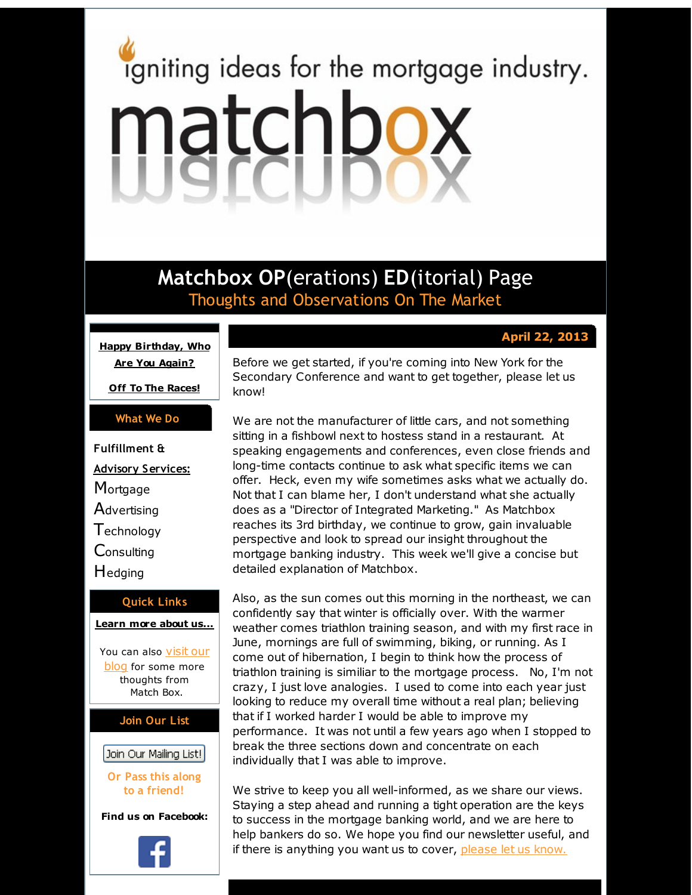igniting ideas for the mortgage industry.

# matchbox

## Matchbox OP(erations) ED(itorial) Page

Thoughts and Observations On The Market

**Happy Birthday, Who Are You Again?**

**Off To The Races!**

### What We Do

**Fulfillment & Advisory Services:**

Mortgage
Advertising
Technology
Consulting
Hedging

### Quick Links

**Learn more about us...**

You can also visit our blog for some more thoughts from Match Box.

### Join Our List

Join Our Mailing List!

Or Pass this along to a friend!

**Find us on Facebook:**

**April 22, 2013**

Before we get started, if you're coming into New York for the Secondary Conference and want to get together, please let us know!

We are not the manufacturer of little cars, and not something sitting in a fishbowl next to hostess stand in a restaurant. At speaking engagements and conferences, even close friends and long-time contacts continue to ask what specific items we can offer. Heck, even my wife sometimes asks what we actually do. Not that I can blame her, I don't understand what she actually does as a "Director of Integrated Marketing." As Matchbox reaches its 3rd birthday, we continue to grow, gain invaluable perspective and look to spread our insight throughout the mortgage banking industry. This week we'll give a concise but detailed explanation of Matchbox.

Also, as the sun comes out this morning in the northeast, we can confidently say that winter is officially over. With the warmer weather comes triathlon training season, and with my first race in June, mornings are full of swimming, biking, or running. As I come out of hibernation, I begin to think how the process of triathlon training is similiar to the mortgage process. No, I'm not crazy, I just love analogies. I used to come into each year just looking to reduce my overall time without a real plan; believing that if I worked harder I would be able to improve my performance. It was not until a few years ago when I stopped to break the three sections down and concentrate on each individually that I was able to improve.

We strive to keep you all well-informed, as we share our views. Staying a step ahead and running a tight operation are the keys to success in the mortgage banking world, and we are here to help bankers do so. We hope you find our newsletter useful, and if there is anything you want us to cover, please let us know.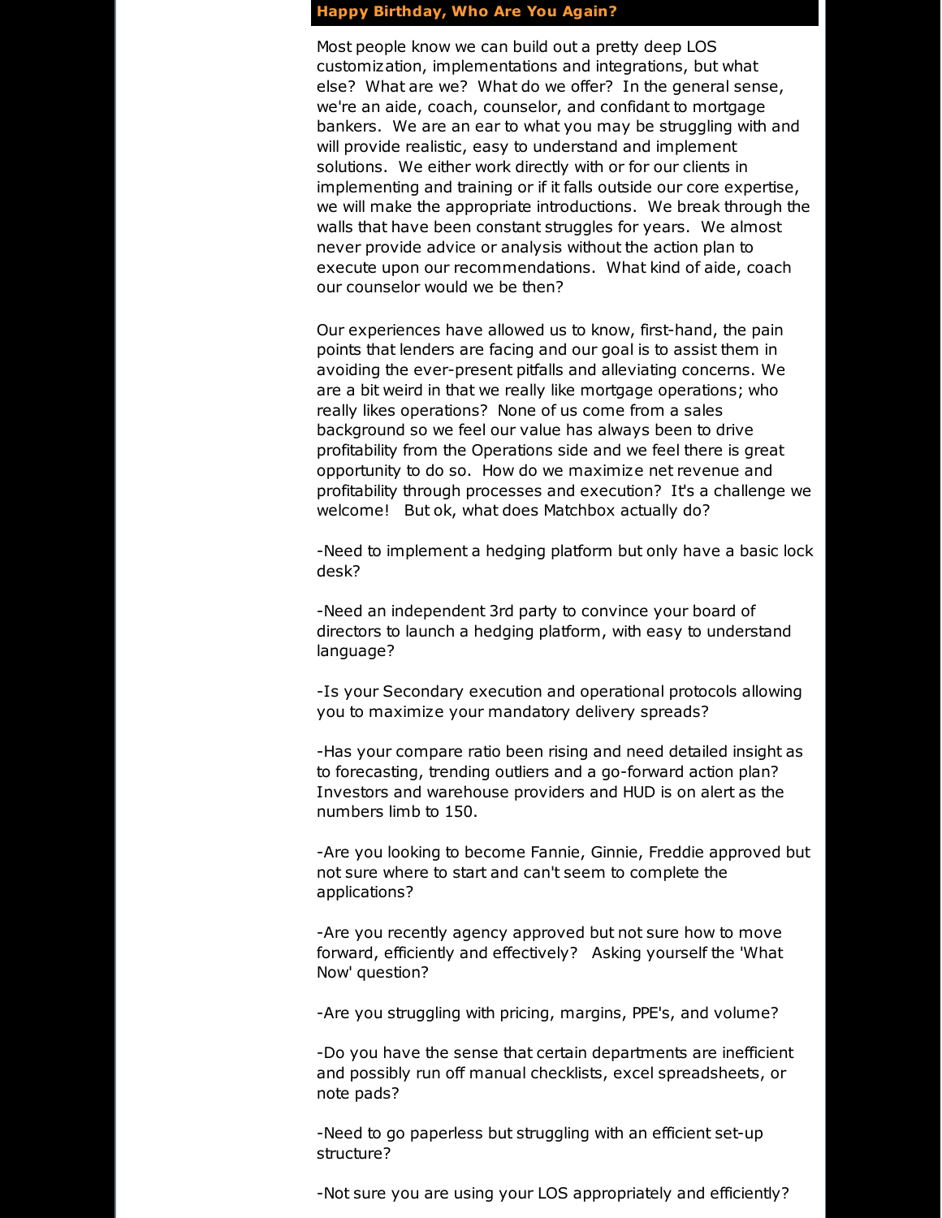## Happy Birthday, Who Are You Again?

Most people know we can build out a pretty deep LOS customization, implementations and integrations, but what else? What are we? What do we offer? In the general sense, we're an aide, coach, counselor, and confidant to mortgage bankers. We are an ear to what you may be struggling with and will provide realistic, easy to understand and implement solutions. We either work directly with or for our clients in implementing and training or if it falls outside our core expertise, we will make the appropriate introductions. We break through the walls that have been constant struggles for years. We almost never provide advice or analysis without the action plan to execute upon our recommendations. What kind of aide, coach our counselor would we be then?

Our experiences have allowed us to know, first-hand, the pain points that lenders are facing and our goal is to assist them in avoiding the ever-present pitfalls and alleviating concerns. We are a bit weird in that we really like mortgage operations; who really likes operations? None of us come from a sales background so we feel our value has always been to drive profitability from the Operations side and we feel there is great opportunity to do so. How do we maximize net revenue and profitability through processes and execution? It's a challenge we welcome! But ok, what does Matchbox actually do?

-Need to implement a hedging platform but only have a basic lock desk?

-Need an independent 3rd party to convince your board of directors to launch a hedging platform, with easy to understand language?

-Is your Secondary execution and operational protocols allowing you to maximize your mandatory delivery spreads?

-Has your compare ratio been rising and need detailed insight as to forecasting, trending outliers and a go-forward action plan? Investors and warehouse providers and HUD is on alert as the numbers limb to 150.

-Are you looking to become Fannie, Ginnie, Freddie approved but not sure where to start and can't seem to complete the applications?

-Are you recently agency approved but not sure how to move forward, efficiently and effectively? Asking yourself the 'What Now' question?

-Are you struggling with pricing, margins, PPE's, and volume?

-Do you have the sense that certain departments are inefficient and possibly run off manual checklists, excel spreadsheets, or note pads?

-Need to go paperless but struggling with an efficient set-up structure?

-Not sure you are using your LOS appropriately and efficiently?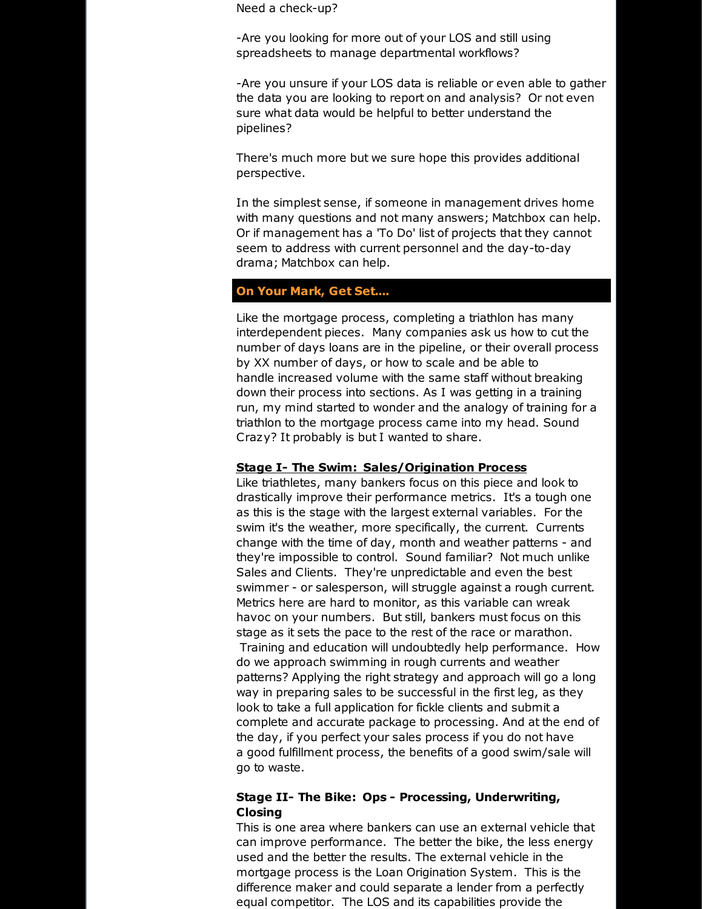Need a check-up?

-Are you looking for more out of your LOS and still using spreadsheets to manage departmental workflows?

-Are you unsure if your LOS data is reliable or even able to gather the data you are looking to report on and analysis? Or not even sure what data would be helpful to better understand the pipelines?

There's much more but we sure hope this provides additional perspective.

In the simplest sense, if someone in management drives home with many questions and not many answers; Matchbox can help. Or if management has a 'To Do' list of projects that they cannot seem to address with current personnel and the day-to-day drama; Matchbox can help.

## On Your Mark, Get Set....

Like the mortgage process, completing a triathlon has many interdependent pieces. Many companies ask us how to cut the number of days loans are in the pipeline, or their overall process by XX number of days, or how to scale and be able to handle increased volume with the same staff without breaking down their process into sections. As I was getting in a training run, my mind started to wonder and the analogy of training for a triathlon to the mortgage process came into my head. Sound Crazy? It probably is but I wanted to share.

**Stage I- The Swim: Sales/Origination Process**

Like triathletes, many bankers focus on this piece and look to drastically improve their performance metrics. It's a tough one as this is the stage with the largest external variables. For the swim it's the weather, more specifically, the current. Currents change with the time of day, month and weather patterns - and they're impossible to control. Sound familiar? Not much unlike Sales and Clients. They're unpredictable and even the best swimmer - or salesperson, will struggle against a rough current. Metrics here are hard to monitor, as this variable can wreak havoc on your numbers. But still, bankers must focus on this stage as it sets the pace to the rest of the race or marathon. Training and education will undoubtedly help performance. How do we approach swimming in rough currents and weather patterns? Applying the right strategy and approach will go a long way in preparing sales to be successful in the first leg, as they look to take a full application for fickle clients and submit a complete and accurate package to processing. And at the end of the day, if you perfect your sales process if you do not have a good fulfillment process, the benefits of a good swim/sale will go to waste.

**Stage II- The Bike: Ops - Processing, Underwriting, Closing**

This is one area where bankers can use an external vehicle that can improve performance. The better the bike, the less energy used and the better the results. The external vehicle in the mortgage process is the Loan Origination System. This is the difference maker and could separate a lender from a perfectly equal competitor. The LOS and its capabilities provide the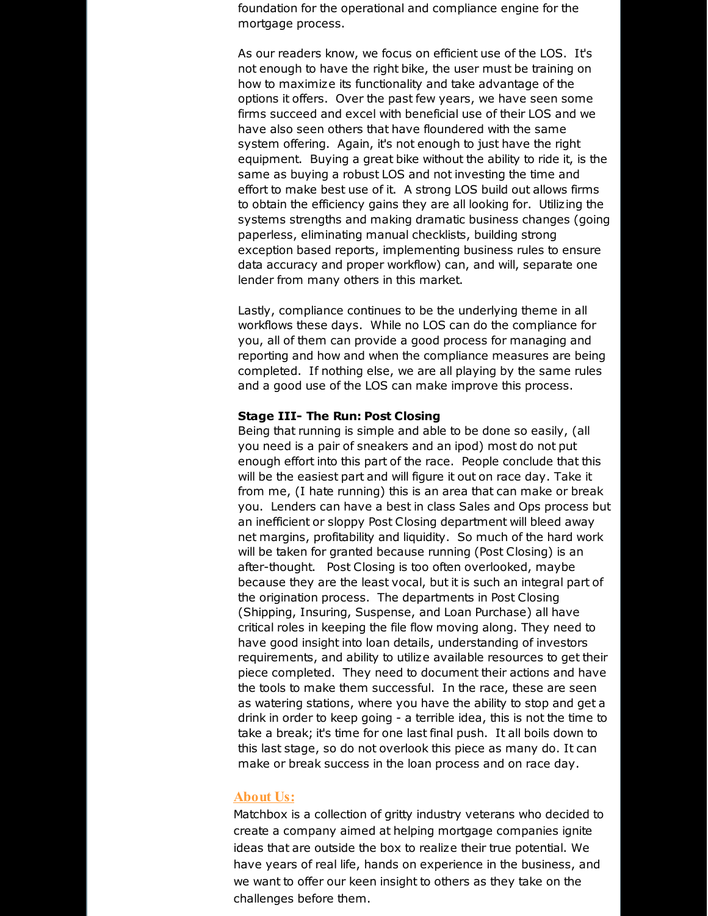foundation for the operational and compliance engine for the mortgage process.

As our readers know, we focus on efficient use of the LOS. It's not enough to have the right bike, the user must be training on how to maximize its functionality and take advantage of the options it offers. Over the past few years, we have seen some firms succeed and excel with beneficial use of their LOS and we have also seen others that have floundered with the same system offering. Again, it's not enough to just have the right equipment. Buying a great bike without the ability to ride it, is the same as buying a robust LOS and not investing the time and effort to make best use of it. A strong LOS build out allows firms to obtain the efficiency gains they are all looking for. Utilizing the systems strengths and making dramatic business changes (going paperless, eliminating manual checklists, building strong exception based reports, implementing business rules to ensure data accuracy and proper workflow) can, and will, separate one lender from many others in this market.

Lastly, compliance continues to be the underlying theme in all workflows these days. While no LOS can do the compliance for you, all of them can provide a good process for managing and reporting and how and when the compliance measures are being completed. If nothing else, we are all playing by the same rules and a good use of the LOS can make improve this process.

**Stage III- The Run: Post Closing**
Being that running is simple and able to be done so easily, (all you need is a pair of sneakers and an ipod) most do not put enough effort into this part of the race. People conclude that this will be the easiest part and will figure it out on race day. Take it from me, (I hate running) this is an area that can make or break you. Lenders can have a best in class Sales and Ops process but an inefficient or sloppy Post Closing department will bleed away net margins, profitability and liquidity. So much of the hard work will be taken for granted because running (Post Closing) is an after-thought. Post Closing is too often overlooked, maybe because they are the least vocal, but it is such an integral part of the origination process. The departments in Post Closing (Shipping, Insuring, Suspense, and Loan Purchase) all have critical roles in keeping the file flow moving along. They need to have good insight into loan details, understanding of investors requirements, and ability to utilize available resources to get their piece completed. They need to document their actions and have the tools to make them successful. In the race, these are seen as watering stations, where you have the ability to stop and get a drink in order to keep going - a terrible idea, this is not the time to take a break; it's time for one last final push. It all boils down to this last stage, so do not overlook this piece as many do. It can make or break success in the loan process and on race day.

## About Us:

Matchbox is a collection of gritty industry veterans who decided to create a company aimed at helping mortgage companies ignite ideas that are outside the box to realize their true potential. We have years of real life, hands on experience in the business, and we want to offer our keen insight to others as they take on the challenges before them.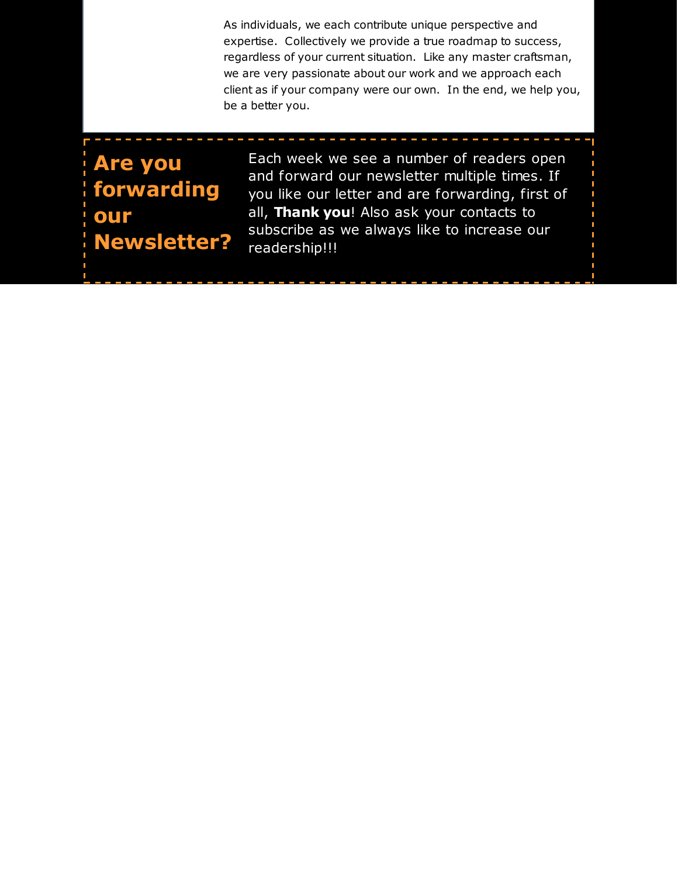As individuals, we each contribute unique perspective and expertise. Collectively we provide a true roadmap to success, regardless of your current situation. Like any master craftsman, we are very passionate about our work and we approach each client as if your company were our own. In the end, we help you, be a better you.

## Are you forwarding our Newsletter?

Each week we see a number of readers open and forward our newsletter multiple times. If you like our letter and are forwarding, first of all, **Thank you**! Also ask your contacts to subscribe as we always like to increase our readership!!!